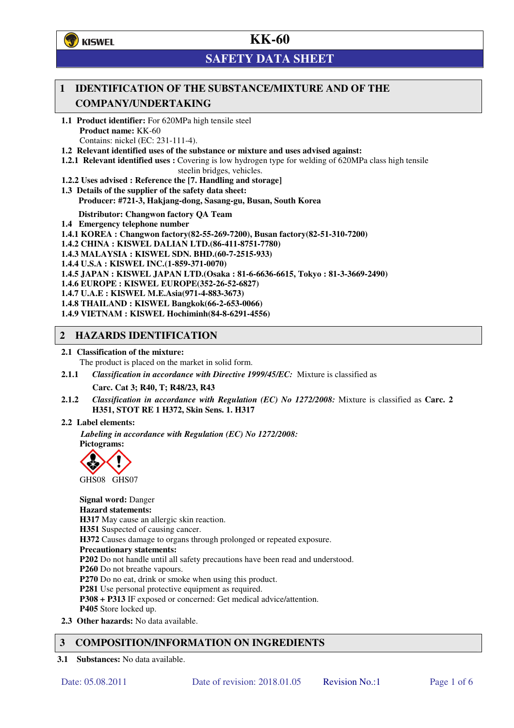KISWEL

# KK-60

## SAFETY DATA SHEET

## 1 IDENTIFICATION OF THE SUBSTANCE/MIXTURE AND OF THE COMPANY/UNDERTAKING

**1.1 Product identifier:** For 620MPa high tensile steel
**Product name:** KK-60
Contains: nickel (EC: 231-111-4).

**1.2 Relevant identified uses of the substance or mixture and uses advised against:**

**1.2.1 Relevant identified uses :** Covering is low hydrogen type for welding of 620MPa class high tensile steelin bridges, vehicles.

**1.2.2 Uses advised : Reference the [7. Handling and storage]**

**1.3 Details of the supplier of the safety data sheet:**
**Producer: #721-3, Hakjang-dong, Sasang-gu, Busan, South Korea**

**Distributor: Changwon factory QA Team**

**1.4 Emergency telephone number**

**1.4.1 KOREA : Changwon factory(82-55-269-7200), Busan factory(82-51-310-7200)**
**1.4.2 CHINA : KISWEL DALIAN LTD.(86-411-8751-7780)**
**1.4.3 MALAYSIA : KISWEL SDN. BHD.(60-7-2515-933)**
**1.4.4 U.S.A : KISWEL INC.(1-859-371-0070)**
**1.4.5 JAPAN : KISWEL JAPAN LTD.(Osaka : 81-6-6636-6615, Tokyo : 81-3-3669-2490)**
**1.4.6 EUROPE : KISWEL EUROPE(352-26-52-6827)**
**1.4.7 U.A.E : KISWEL M.E.Asia(971-4-883-3673)**
**1.4.8 THAILAND : KISWEL Bangkok(66-2-653-0066)**
**1.4.9 VIETNAM : KISWEL Hochiminh(84-8-6291-4556)**

## 2 HAZARDS IDENTIFICATION

**2.1 Classification of the mixture:**
The product is placed on the market in solid form.

**2.1.1** *Classification in accordance with Directive 1999/45/EC:* Mixture is classified as

**Carc. Cat 3; R40, T; R48/23, R43**

**2.1.2** *Classification in accordance with Regulation (EC) No 1272/2008:* Mixture is classified as **Carc. 2 H351, STOT RE 1 H372, Skin Sens. 1. H317**

**2.2 Label elements:**

*Labeling in accordance with Regulation (EC) No 1272/2008:*
**Pictograms:**

GHS08 GHS07

**Signal word:** Danger
**Hazard statements:**
**H317** May cause an allergic skin reaction.
**H351** Suspected of causing cancer.
**H372** Causes damage to organs through prolonged or repeated exposure.
**Precautionary statements:**
**P202** Do not handle until all safety precautions have been read and understood.
**P260** Do not breathe vapours.
**P270** Do no eat, drink or smoke when using this product.
**P281** Use personal protective equipment as required.
**P308 + P313** IF exposed or concerned: Get medical advice/attention.
**P405** Store locked up.

**2.3 Other hazards:** No data available.

## 3 COMPOSITION/INFORMATION ON INGREDIENTS

**3.1 Substances:** No data available.

Date: 05.08.2011 Date of revision: 2018.01.05 Revision No.:1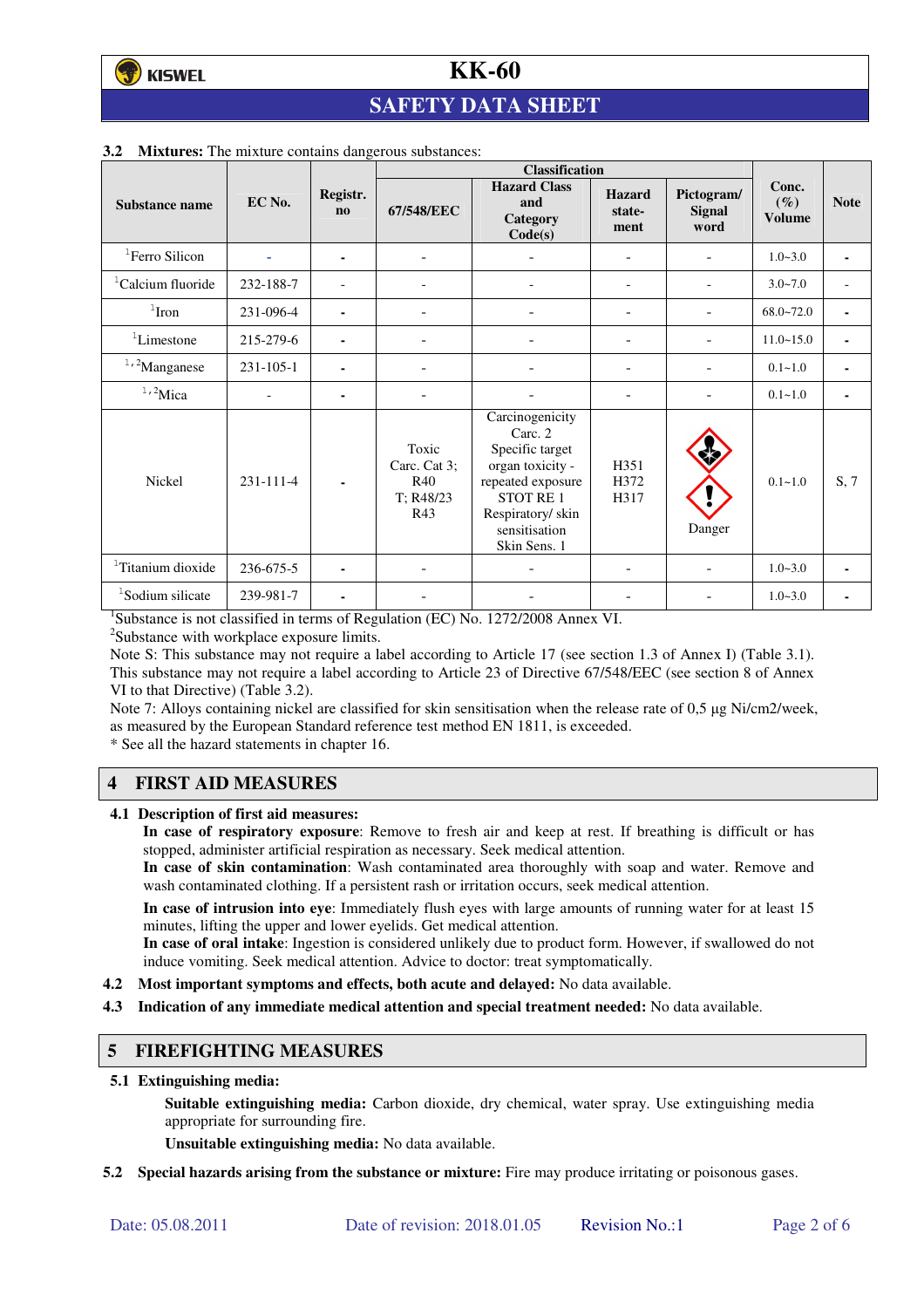**3.2 Mixtures:** The mixture contains dangerous substances:

| Substance name | EC No. | Registr. no | Classification | | | | Conc. (%) Volume | Note |
|---|---|---|---|---|---|---|---|---|
| | | | 67/548/EEC | Hazard Class and Category Code(s) | Hazard state-ment | Pictogram/ Signal word | | |
| [1]Ferro Silicon | - | - | - | - | - | - | 1.0~3.0 | - |
| [1]Calcium fluoride | 232-188-7 | - | - | - | - | - | 3.0~7.0 | - |
| [1]Iron | 231-096-4 | - | - | - | - | - | 68.0~72.0 | - |
| [1]Limestone | 215-279-6 | - | - | - | - | - | 11.0~15.0 | - |
| [1,2]Manganese | 231-105-1 | - | - | - | - | - | 0.1~1.0 | - |
| [1,2]Mica | - | - | - | - | - | - | 0.1~1.0 | - |
| Nickel | 231-111-4 | - | Toxic Carc. Cat 3; R40 T; R48/23 R43 | Carcinogenicity Carc. 2 Specific target organ toxicity - repeated exposure STOT RE 1 Respiratory/ skin sensitisation Skin Sens. 1 | H351 H372 H317 | Danger | 0.1~1.0 | S, 7 |
| [1]Titanium dioxide | 236-675-5 | - | - | - | - | - | 1.0~3.0 | - |
| [1]Sodium silicate | 239-981-7 | - | - | - | - | - | 1.0~3.0 | - |

[1]Substance is not classified in terms of Regulation (EC) No. 1272/2008 Annex VI.
[2]Substance with workplace exposure limits.
Note S: This substance may not require a label according to Article 17 (see section 1.3 of Annex I) (Table 3.1). This substance may not require a label according to Article 23 of Directive 67/548/EEC (see section 8 of Annex VI to that Directive) (Table 3.2).
Note 7: Alloys containing nickel are classified for skin sensitisation when the release rate of 0,5 µg Ni/cm2/week, as measured by the European Standard reference test method EN 1811, is exceeded.
* See all the hazard statements in chapter 16.

## 4 FIRST AID MEASURES

**4.1 Description of first aid measures:**

**In case of respiratory exposure**: Remove to fresh air and keep at rest. If breathing is difficult or has stopped, administer artificial respiration as necessary. Seek medical attention.
**In case of skin contamination**: Wash contaminated area thoroughly with soap and water. Remove and wash contaminated clothing. If a persistent rash or irritation occurs, seek medical attention.
**In case of intrusion into eye**: Immediately flush eyes with large amounts of running water for at least 15 minutes, lifting the upper and lower eyelids. Get medical attention.
**In case of oral intake**: Ingestion is considered unlikely due to product form. However, if swallowed do not induce vomiting. Seek medical attention. Advice to doctor: treat symptomatically.

**4.2 Most important symptoms and effects, both acute and delayed:** No data available.

**4.3 Indication of any immediate medical attention and special treatment needed:** No data available.

## 5 FIREFIGHTING MEASURES

**5.1 Extinguishing media:**

**Suitable extinguishing media:** Carbon dioxide, dry chemical, water spray. Use extinguishing media appropriate for surrounding fire.

**Unsuitable extinguishing media:** No data available.

**5.2 Special hazards arising from the substance or mixture:** Fire may produce irritating or poisonous gases.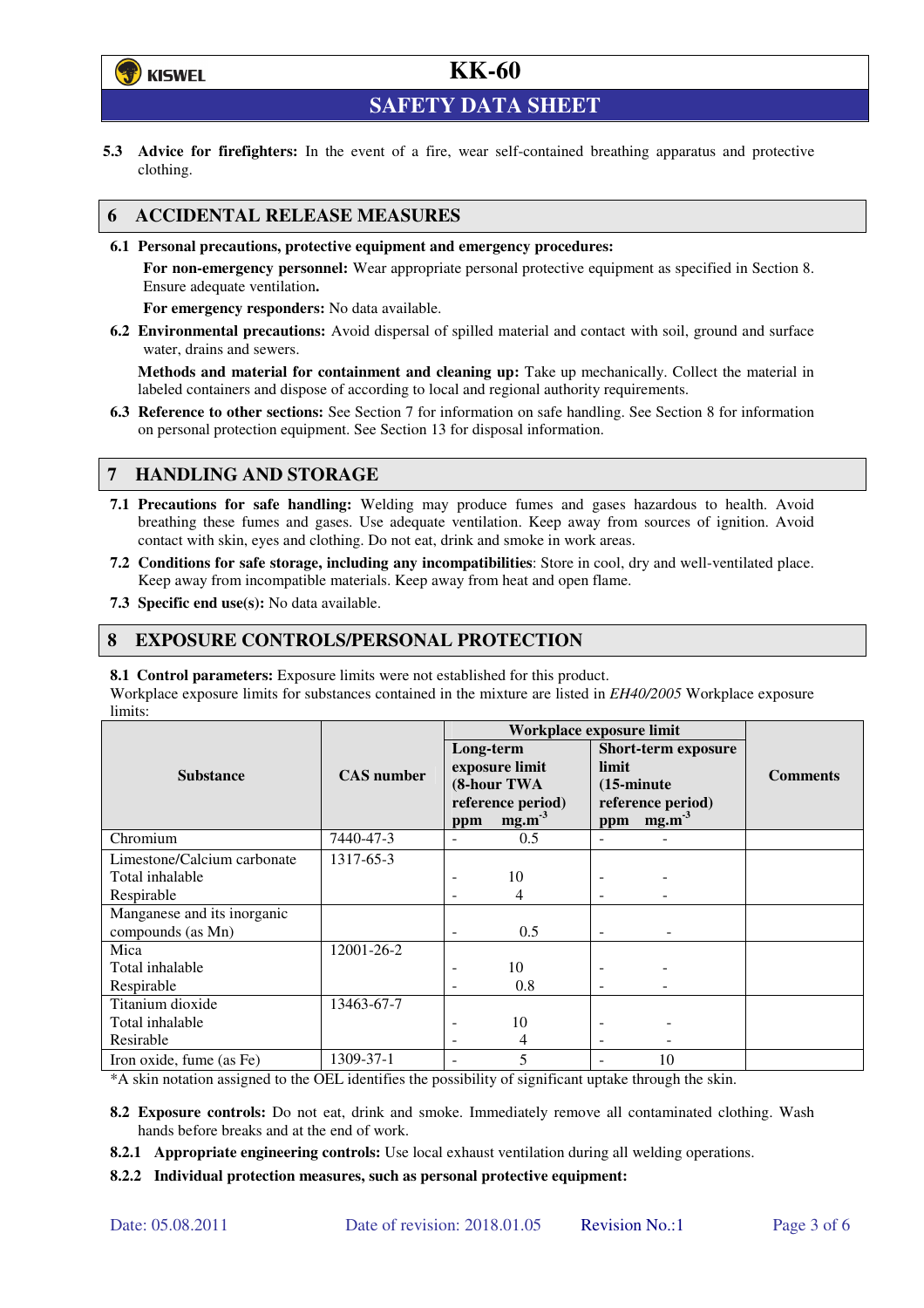**5.3 Advice for firefighters:** In the event of a fire, wear self-contained breathing apparatus and protective clothing.

## 6 ACCIDENTAL RELEASE MEASURES

**6.1 Personal precautions, protective equipment and emergency procedures:**

**For non-emergency personnel:** Wear appropriate personal protective equipment as specified in Section 8. Ensure adequate ventilation**.**

**For emergency responders:** No data available.

**6.2 Environmental precautions:** Avoid dispersal of spilled material and contact with soil, ground and surface water, drains and sewers.

**Methods and material for containment and cleaning up:** Take up mechanically. Collect the material in labeled containers and dispose of according to local and regional authority requirements.

**6.3 Reference to other sections:** See Section 7 for information on safe handling. See Section 8 for information on personal protection equipment. See Section 13 for disposal information.

## 7 HANDLING AND STORAGE

**7.1 Precautions for safe handling:** Welding may produce fumes and gases hazardous to health. Avoid breathing these fumes and gases. Use adequate ventilation. Keep away from sources of ignition. Avoid contact with skin, eyes and clothing. Do not eat, drink and smoke in work areas.

**7.2 Conditions for safe storage, including any incompatibilities**: Store in cool, dry and well-ventilated place. Keep away from incompatible materials. Keep away from heat and open flame.

**7.3 Specific end use(s):** No data available.

## 8 EXPOSURE CONTROLS/PERSONAL PROTECTION

**8.1 Control parameters:** Exposure limits were not established for this product.

Workplace exposure limits for substances contained in the mixture are listed in *EH40/2005* Workplace exposure limits:

| Substance | CAS number | Workplace exposure limit | | | | Comments |
|---|---|---|---|---|---|---|
| | | Long-term exposure limit (8-hour TWA reference period) | | Short-term exposure limit (15-minute reference period) | | |
| | | ppm | $mg.m^{-3}$ | ppm | $mg.m^{-3}$ | |
| Chromium | 7440-47-3 | - | 0.5 | - | - | |
| Limestone/Calcium carbonate<br>Total inhalable<br>Respirable | 1317-65-3 | <br>-<br>- | <br>10<br>4 | <br>-<br>- | <br>-<br>- | |
| Manganese and its inorganic compounds (as Mn) | | - | 0.5 | - | - | |
| Mica<br>Total inhalable<br>Respirable | 12001-26-2 | <br>-<br>- | <br>10<br>0.8 | <br>-<br>- | <br>-<br>- | |
| Titanium dioxide<br>Total inhalable<br>Resirable | 13463-67-7 | <br>-<br>- | <br>10<br>4 | <br>-<br>- | <br>-<br>- | |
| Iron oxide, fume (as Fe) | 1309-37-1 | - | 5 | - | 10 | |

*A skin notation assigned to the OEL identifies the possibility of significant uptake through the skin.

**8.2 Exposure controls:** Do not eat, drink and smoke. Immediately remove all contaminated clothing. Wash hands before breaks and at the end of work.

**8.2.1 Appropriate engineering controls:** Use local exhaust ventilation during all welding operations.

**8.2.2 Individual protection measures, such as personal protective equipment:**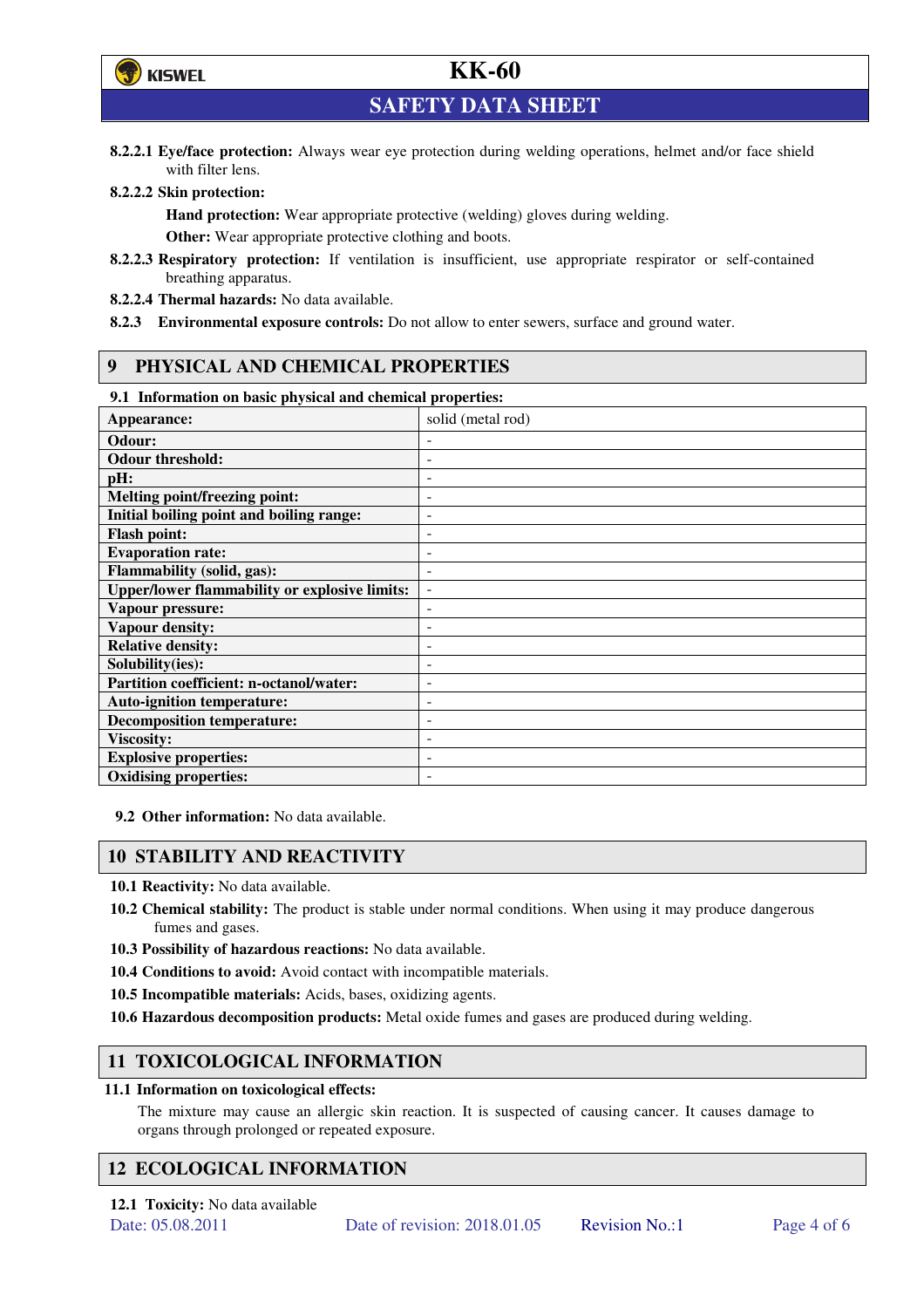**8.2.2.1 Eye/face protection:** Always wear eye protection during welding operations, helmet and/or face shield with filter lens.

**8.2.2.2 Skin protection:**

**Hand protection:** Wear appropriate protective (welding) gloves during welding.

**Other:** Wear appropriate protective clothing and boots.

**8.2.2.3 Respiratory protection:** If ventilation is insufficient, use appropriate respirator or self-contained breathing apparatus.

**8.2.2.4 Thermal hazards:** No data available.

**8.2.3 Environmental exposure controls:** Do not allow to enter sewers, surface and ground water.

## 9 PHYSICAL AND CHEMICAL PROPERTIES

**9.1 Information on basic physical and chemical properties:**

| | |
|---|---|
| **Appearance:** | solid (metal rod) |
| **Odour:** | - |
| **Odour threshold:** | - |
| **pH:** | - |
| **Melting point/freezing point:** | - |
| **Initial boiling point and boiling range:** | - |
| **Flash point:** | - |
| **Evaporation rate:** | - |
| **Flammability (solid, gas):** | - |
| **Upper/lower flammability or explosive limits:** | - |
| **Vapour pressure:** | - |
| **Vapour density:** | - |
| **Relative density:** | - |
| **Solubility(ies):** | - |
| **Partition coefficient: n-octanol/water:** | - |
| **Auto-ignition temperature:** | - |
| **Decomposition temperature:** | - |
| **Viscosity:** | - |
| **Explosive properties:** | - |
| **Oxidising properties:** | - |

**9.2 Other information:** No data available.

## 10 STABILITY AND REACTIVITY

**10.1 Reactivity:** No data available.

**10.2 Chemical stability:** The product is stable under normal conditions. When using it may produce dangerous fumes and gases.

**10.3 Possibility of hazardous reactions:** No data available.

**10.4 Conditions to avoid:** Avoid contact with incompatible materials.

**10.5 Incompatible materials:** Acids, bases, oxidizing agents.

**10.6 Hazardous decomposition products:** Metal oxide fumes and gases are produced during welding.

## 11 TOXICOLOGICAL INFORMATION

**11.1 Information on toxicological effects:**

The mixture may cause an allergic skin reaction. It is suspected of causing cancer. It causes damage to organs through prolonged or repeated exposure.

## 12 ECOLOGICAL INFORMATION

**12.1 Toxicity:** No data available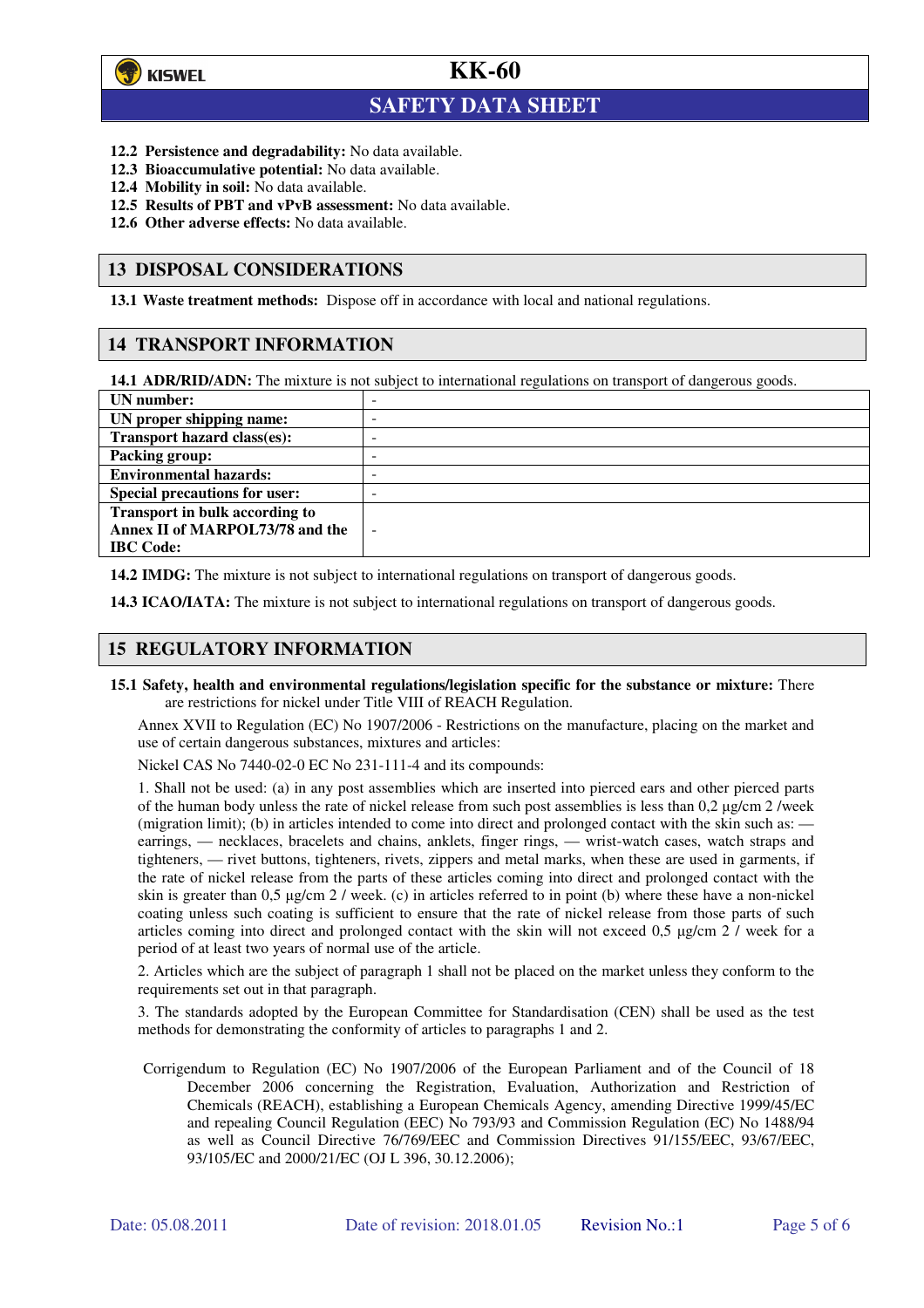**12.2 Persistence and degradability:** No data available.
**12.3 Bioaccumulative potential:** No data available.
**12.4 Mobility in soil:** No data available.
**12.5 Results of PBT and vPvB assessment:** No data available.
**12.6 Other adverse effects:** No data available.

## 13 DISPOSAL CONSIDERATIONS

**13.1 Waste treatment methods:** Dispose off in accordance with local and national regulations.

## 14 TRANSPORT INFORMATION

**14.1 ADR/RID/ADN:** The mixture is not subject to international regulations on transport of dangerous goods.

| | |
|---|---|
| **UN number:** | - |
| **UN proper shipping name:** | - |
| **Transport hazard class(es):** | - |
| **Packing group:** | - |
| **Environmental hazards:** | - |
| **Special precautions for user:** | - |
| **Transport in bulk according to Annex II of MARPOL73/78 and the IBC Code:** | - |

**14.2 IMDG:** The mixture is not subject to international regulations on transport of dangerous goods.

**14.3 ICAO/IATA:** The mixture is not subject to international regulations on transport of dangerous goods.

## 15 REGULATORY INFORMATION

**15.1 Safety, health and environmental regulations/legislation specific for the substance or mixture:** There are restrictions for nickel under Title VIII of REACH Regulation.

Annex XVII to Regulation (EC) No 1907/2006 - Restrictions on the manufacture, placing on the market and use of certain dangerous substances, mixtures and articles:

Nickel CAS No 7440-02-0 EC No 231-111-4 and its compounds:

1. Shall not be used: (a) in any post assemblies which are inserted into pierced ears and other pierced parts of the human body unless the rate of nickel release from such post assemblies is less than 0,2 µg/cm 2 /week (migration limit); (b) in articles intended to come into direct and prolonged contact with the skin such as: — earrings, — necklaces, bracelets and chains, anklets, finger rings, — wrist-watch cases, watch straps and tighteners, — rivet buttons, tighteners, rivets, zippers and metal marks, when these are used in garments, if the rate of nickel release from the parts of these articles coming into direct and prolonged contact with the skin is greater than 0,5 µg/cm 2 / week. (c) in articles referred to in point (b) where these have a non-nickel coating unless such coating is sufficient to ensure that the rate of nickel release from those parts of such articles coming into direct and prolonged contact with the skin will not exceed 0,5 µg/cm 2 / week for a period of at least two years of normal use of the article.

2. Articles which are the subject of paragraph 1 shall not be placed on the market unless they conform to the requirements set out in that paragraph.

3. The standards adopted by the European Committee for Standardisation (CEN) shall be used as the test methods for demonstrating the conformity of articles to paragraphs 1 and 2.

Corrigendum to Regulation (EC) No 1907/2006 of the European Parliament and of the Council of 18 December 2006 concerning the Registration, Evaluation, Authorization and Restriction of Chemicals (REACH), establishing a European Chemicals Agency, amending Directive 1999/45/EC and repealing Council Regulation (EEC) No 793/93 and Commission Regulation (EC) No 1488/94 as well as Council Directive 76/769/EEC and Commission Directives 91/155/EEC, 93/67/EEC, 93/105/EC and 2000/21/EC (OJ L 396, 30.12.2006);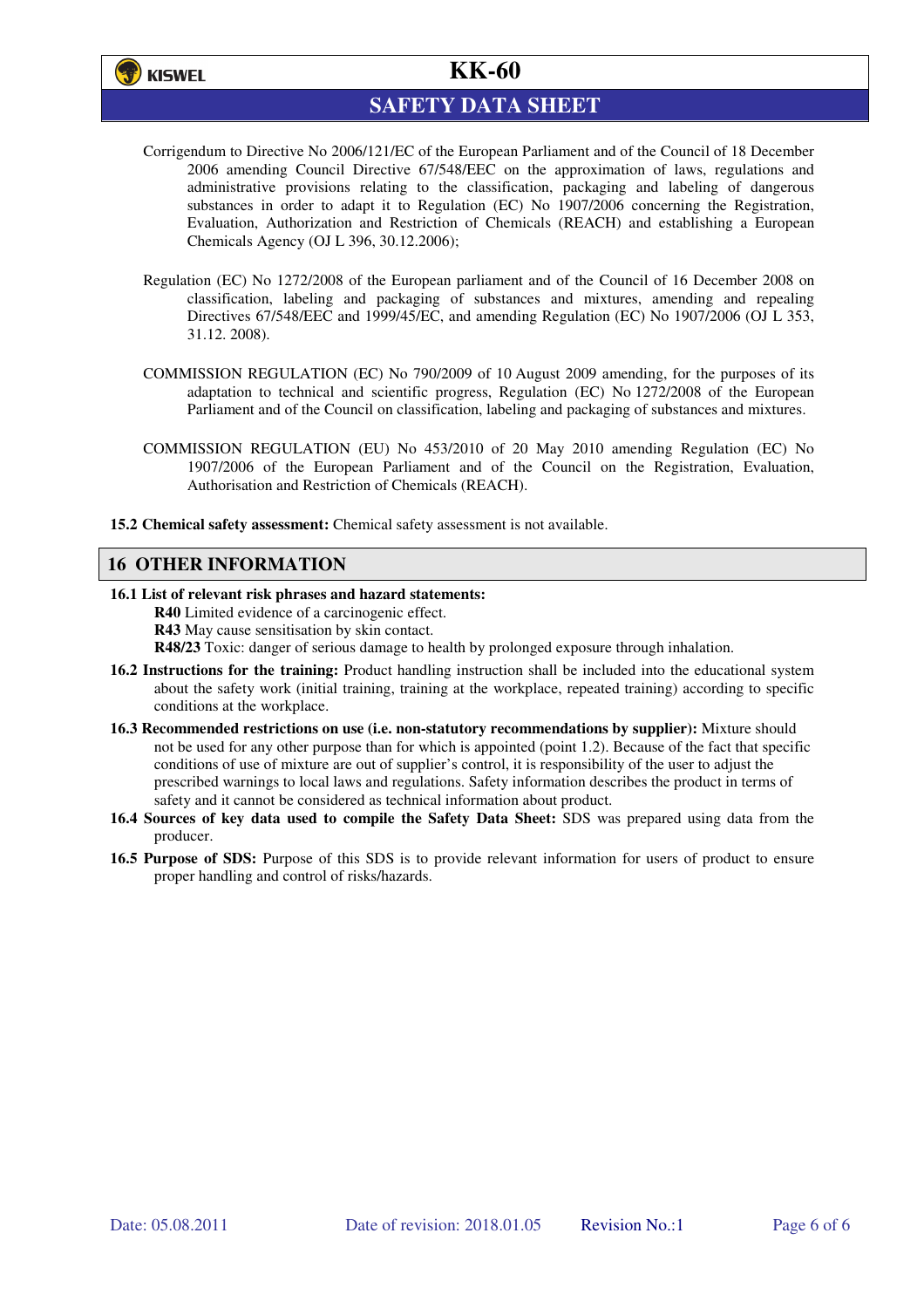Corrigendum to Directive No 2006/121/EC of the European Parliament and of the Council of 18 December 2006 amending Council Directive 67/548/EEC on the approximation of laws, regulations and administrative provisions relating to the classification, packaging and labeling of dangerous substances in order to adapt it to Regulation (EC) No 1907/2006 concerning the Registration, Evaluation, Authorization and Restriction of Chemicals (REACH) and establishing a European Chemicals Agency (OJ L 396, 30.12.2006);

Regulation (EC) No 1272/2008 of the European parliament and of the Council of 16 December 2008 on classification, labeling and packaging of substances and mixtures, amending and repealing Directives 67/548/EEC and 1999/45/EC, and amending Regulation (EC) No 1907/2006 (OJ L 353, 31.12. 2008).

COMMISSION REGULATION (EC) No 790/2009 of 10 August 2009 amending, for the purposes of its adaptation to technical and scientific progress, Regulation (EC) No 1272/2008 of the European Parliament and of the Council on classification, labeling and packaging of substances and mixtures.

COMMISSION REGULATION (EU) No 453/2010 of 20 May 2010 amending Regulation (EC) No 1907/2006 of the European Parliament and of the Council on the Registration, Evaluation, Authorisation and Restriction of Chemicals (REACH).

**15.2 Chemical safety assessment:** Chemical safety assessment is not available.

## 16 OTHER INFORMATION

**16.1 List of relevant risk phrases and hazard statements:**

**R40** Limited evidence of a carcinogenic effect.
**R43** May cause sensitisation by skin contact.
**R48/23** Toxic: danger of serious damage to health by prolonged exposure through inhalation.

**16.2 Instructions for the training:** Product handling instruction shall be included into the educational system about the safety work (initial training, training at the workplace, repeated training) according to specific conditions at the workplace.

**16.3 Recommended restrictions on use (i.e. non-statutory recommendations by supplier):** Mixture should not be used for any other purpose than for which is appointed (point 1.2). Because of the fact that specific conditions of use of mixture are out of supplier's control, it is responsibility of the user to adjust the prescribed warnings to local laws and regulations. Safety information describes the product in terms of safety and it cannot be considered as technical information about product.

**16.4 Sources of key data used to compile the Safety Data Sheet:** SDS was prepared using data from the producer.

**16.5 Purpose of SDS:** Purpose of this SDS is to provide relevant information for users of product to ensure proper handling and control of risks/hazards.